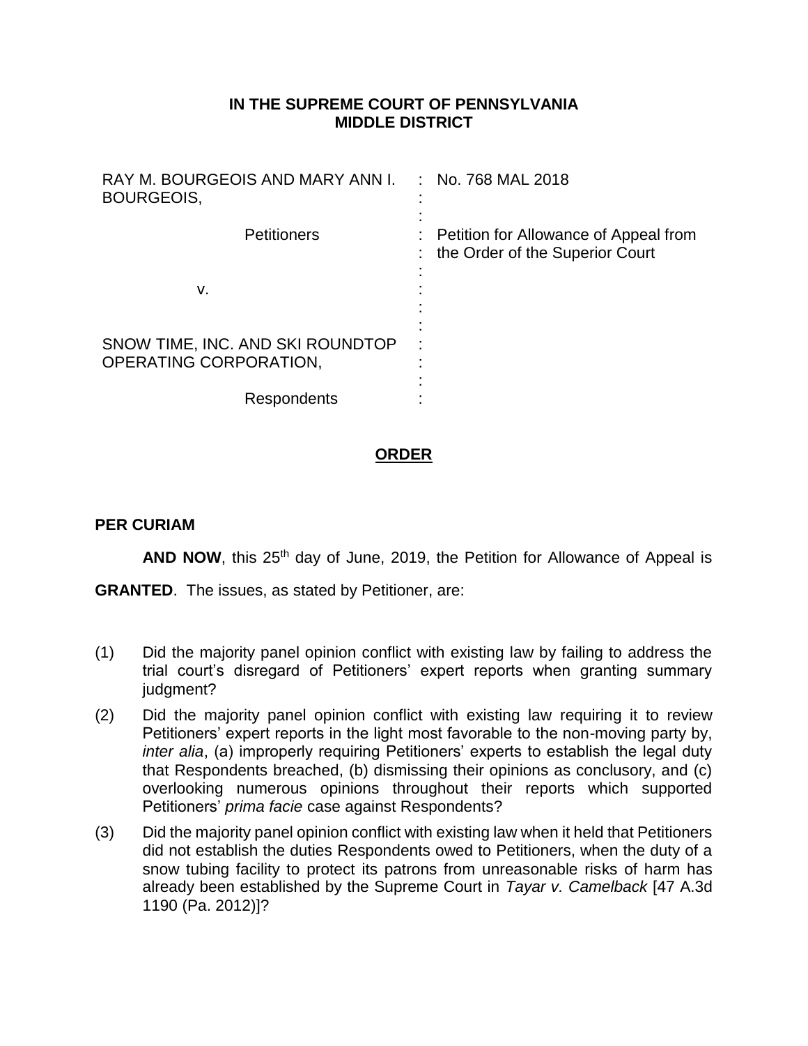**IN THE SUPREME COURT OF PENNSYLVANIA**
**MIDDLE DISTRICT**

| | | |
|---|---|---|
| RAY M. BOURGEOIS AND MARY ANN I. BOURGEOIS, | : | No. 768 MAL 2018 |
| Petitioners | : | Petition for Allowance of Appeal from the Order of the Superior Court |
| v. | : | |
| SNOW TIME, INC. AND SKI ROUNDTOP OPERATING CORPORATION, | : | |
| Respondents | : | |

## ORDER

**PER CURIAM**

**AND NOW**, this 25th day of June, 2019, the Petition for Allowance of Appeal is **GRANTED**. The issues, as stated by Petitioner, are:

(1) Did the majority panel opinion conflict with existing law by failing to address the trial court's disregard of Petitioners' expert reports when granting summary judgment?

(2) Did the majority panel opinion conflict with existing law requiring it to review Petitioners' expert reports in the light most favorable to the non-moving party by, *inter alia*, (a) improperly requiring Petitioners' experts to establish the legal duty that Respondents breached, (b) dismissing their opinions as conclusory, and (c) overlooking numerous opinions throughout their reports which supported Petitioners' *prima facie* case against Respondents?

(3) Did the majority panel opinion conflict with existing law when it held that Petitioners did not establish the duties Respondents owed to Petitioners, when the duty of a snow tubing facility to protect its patrons from unreasonable risks of harm has already been established by the Supreme Court in *Tayar v. Camelback* [47 A.3d 1190 (Pa. 2012)]?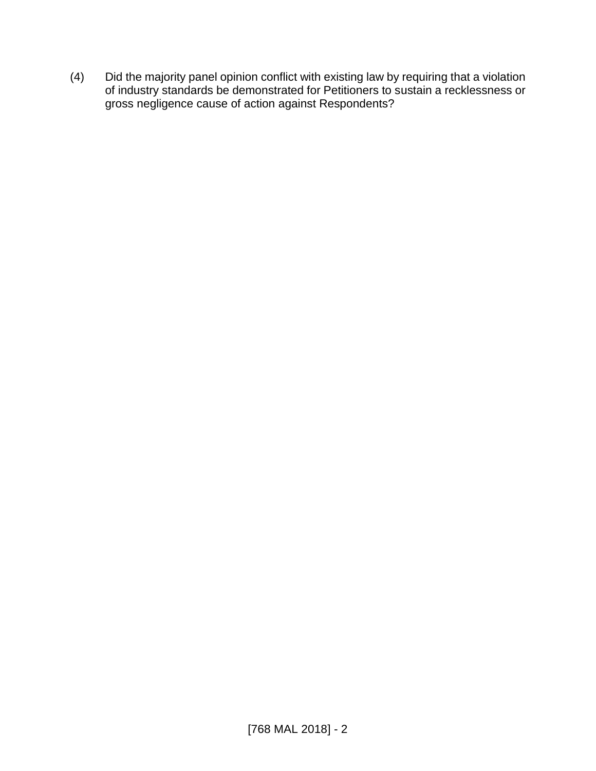(4) Did the majority panel opinion conflict with existing law by requiring that a violation of industry standards be demonstrated for Petitioners to sustain a recklessness or gross negligence cause of action against Respondents?